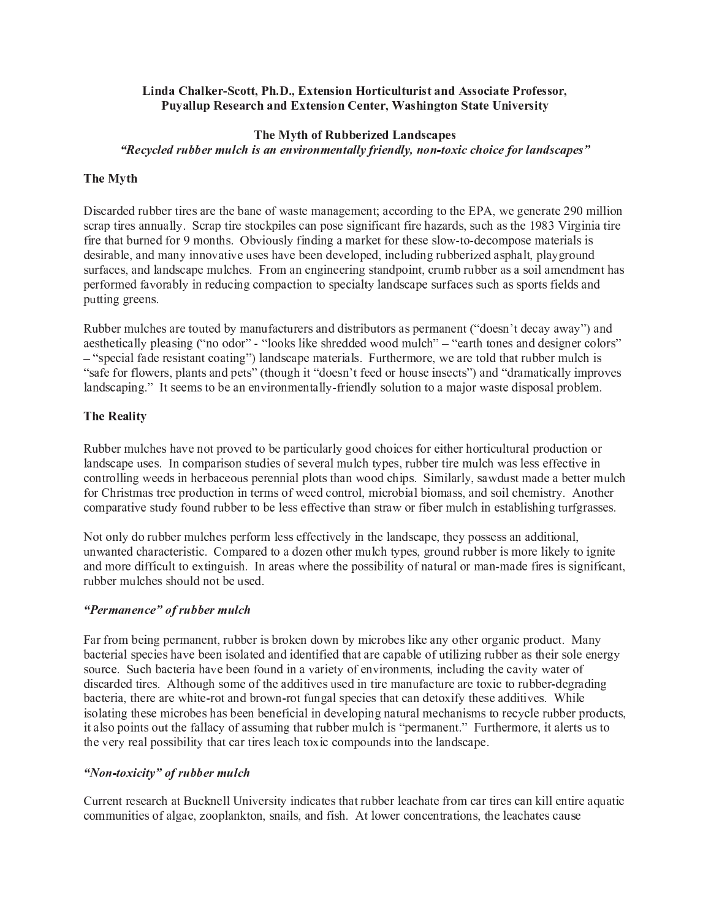**Linda Chalker-Scott, Ph.D., Extension Horticulturist and Associate Professor, Puyallup Research and Extension Center, Washington State University**

# The Myth of Rubberized Landscapes

***"Recycled rubber mulch is an environmentally friendly, non-toxic choice for landscapes"***

## The Myth

Discarded rubber tires are the bane of waste management; according to the EPA, we generate 290 million scrap tires annually. Scrap tire stockpiles can pose significant fire hazards, such as the 1983 Virginia tire fire that burned for 9 months. Obviously finding a market for these slow-to-decompose materials is desirable, and many innovative uses have been developed, including rubberized asphalt, playground surfaces, and landscape mulches. From an engineering standpoint, crumb rubber as a soil amendment has performed favorably in reducing compaction to specialty landscape surfaces such as sports fields and putting greens.

Rubber mulches are touted by manufacturers and distributors as permanent ("doesn't decay away") and aesthetically pleasing ("no odor" - "looks like shredded wood mulch" – "earth tones and designer colors" – "special fade resistant coating") landscape materials. Furthermore, we are told that rubber mulch is "safe for flowers, plants and pets" (though it "doesn't feed or house insects") and "dramatically improves landscaping." It seems to be an environmentally-friendly solution to a major waste disposal problem.

## The Reality

Rubber mulches have not proved to be particularly good choices for either horticultural production or landscape uses. In comparison studies of several mulch types, rubber tire mulch was less effective in controlling weeds in herbaceous perennial plots than wood chips. Similarly, sawdust made a better mulch for Christmas tree production in terms of weed control, microbial biomass, and soil chemistry. Another comparative study found rubber to be less effective than straw or fiber mulch in establishing turfgrasses.

Not only do rubber mulches perform less effectively in the landscape, they possess an additional, unwanted characteristic. Compared to a dozen other mulch types, ground rubber is more likely to ignite and more difficult to extinguish. In areas where the possibility of natural or man-made fires is significant, rubber mulches should not be used.

### *"Permanence" of rubber mulch*

Far from being permanent, rubber is broken down by microbes like any other organic product. Many bacterial species have been isolated and identified that are capable of utilizing rubber as their sole energy source. Such bacteria have been found in a variety of environments, including the cavity water of discarded tires. Although some of the additives used in tire manufacture are toxic to rubber-degrading bacteria, there are white-rot and brown-rot fungal species that can detoxify these additives. While isolating these microbes has been beneficial in developing natural mechanisms to recycle rubber products, it also points out the fallacy of assuming that rubber mulch is "permanent." Furthermore, it alerts us to the very real possibility that car tires leach toxic compounds into the landscape.

### *"Non-toxicity" of rubber mulch*

Current research at Bucknell University indicates that rubber leachate from car tires can kill entire aquatic communities of algae, zooplankton, snails, and fish. At lower concentrations, the leachates cause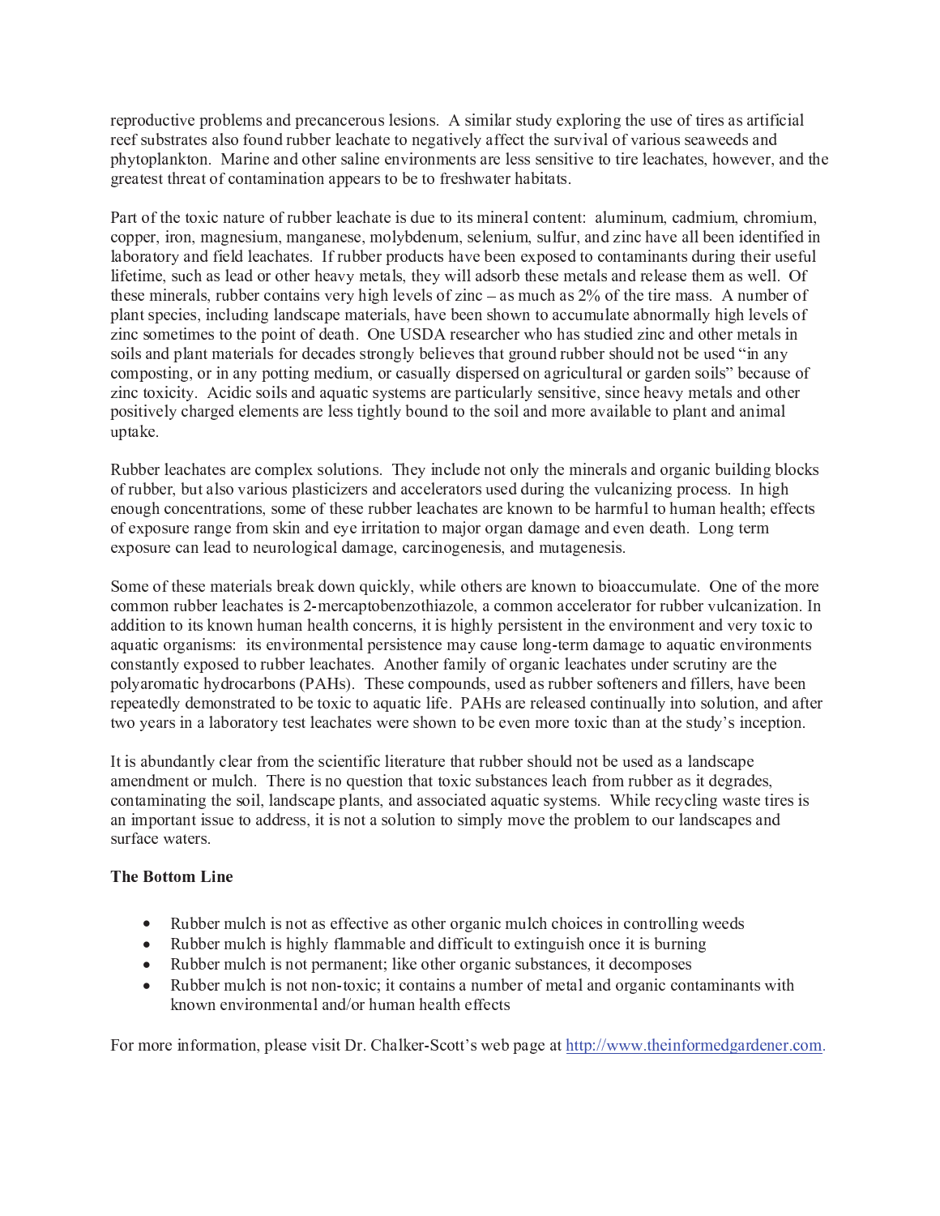reproductive problems and precancerous lesions. A similar study exploring the use of tires as artificial reef substrates also found rubber leachate to negatively affect the survival of various seaweeds and phytoplankton. Marine and other saline environments are less sensitive to tire leachates, however, and the greatest threat of contamination appears to be to freshwater habitats.

Part of the toxic nature of rubber leachate is due to its mineral content: aluminum, cadmium, chromium, copper, iron, magnesium, manganese, molybdenum, selenium, sulfur, and zinc have all been identified in laboratory and field leachates. If rubber products have been exposed to contaminants during their useful lifetime, such as lead or other heavy metals, they will adsorb these metals and release them as well. Of these minerals, rubber contains very high levels of zinc – as much as 2% of the tire mass. A number of plant species, including landscape materials, have been shown to accumulate abnormally high levels of zinc sometimes to the point of death. One USDA researcher who has studied zinc and other metals in soils and plant materials for decades strongly believes that ground rubber should not be used "in any composting, or in any potting medium, or casually dispersed on agricultural or garden soils" because of zinc toxicity. Acidic soils and aquatic systems are particularly sensitive, since heavy metals and other positively charged elements are less tightly bound to the soil and more available to plant and animal uptake.

Rubber leachates are complex solutions. They include not only the minerals and organic building blocks of rubber, but also various plasticizers and accelerators used during the vulcanizing process. In high enough concentrations, some of these rubber leachates are known to be harmful to human health; effects of exposure range from skin and eye irritation to major organ damage and even death. Long term exposure can lead to neurological damage, carcinogenesis, and mutagenesis.

Some of these materials break down quickly, while others are known to bioaccumulate. One of the more common rubber leachates is 2-mercaptobenzothiazole, a common accelerator for rubber vulcanization. In addition to its known human health concerns, it is highly persistent in the environment and very toxic to aquatic organisms: its environmental persistence may cause long-term damage to aquatic environments constantly exposed to rubber leachates. Another family of organic leachates under scrutiny are the polyaromatic hydrocarbons (PAHs). These compounds, used as rubber softeners and fillers, have been repeatedly demonstrated to be toxic to aquatic life. PAHs are released continually into solution, and after two years in a laboratory test leachates were shown to be even more toxic than at the study's inception.

It is abundantly clear from the scientific literature that rubber should not be used as a landscape amendment or mulch. There is no question that toxic substances leach from rubber as it degrades, contaminating the soil, landscape plants, and associated aquatic systems. While recycling waste tires is an important issue to address, it is not a solution to simply move the problem to our landscapes and surface waters.

**The Bottom Line**

- Rubber mulch is not as effective as other organic mulch choices in controlling weeds
- Rubber mulch is highly flammable and difficult to extinguish once it is burning
- Rubber mulch is not permanent; like other organic substances, it decomposes
- Rubber mulch is not non-toxic; it contains a number of metal and organic contaminants with known environmental and/or human health effects

For more information, please visit Dr. Chalker-Scott's web page at [http://www.theinformedgardener.com](http://www.theinformedgardener.com).